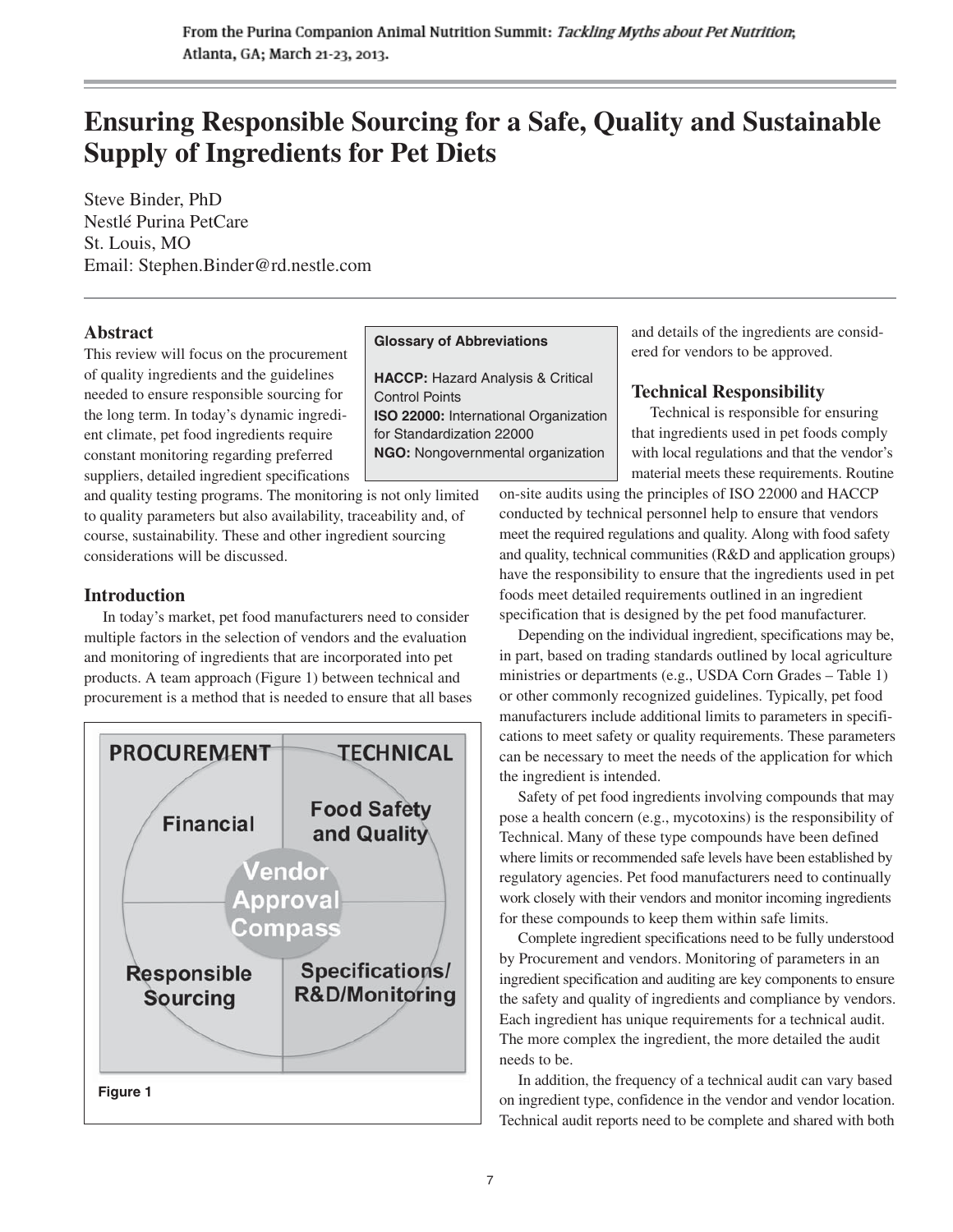From the Purina Companion Animal Nutrition Summit: *Tackling Myths about Pet Nutrition*; Atlanta, GA; March 21-23, 2013.

# Ensuring Responsible Sourcing for a Safe, Quality and Sustainable Supply of Ingredients for Pet Diets

Steve Binder, PhD
Nestlé Purina PetCare
St. Louis, MO
Email: Stephen.Binder@rd.nestle.com

## Abstract

This review will focus on the procurement of quality ingredients and the guidelines needed to ensure responsible sourcing for the long term. In today's dynamic ingredient climate, pet food ingredients require constant monitoring regarding preferred suppliers, detailed ingredient specifications and quality testing programs. The monitoring is not only limited to quality parameters but also availability, traceability and, of course, sustainability. These and other ingredient sourcing considerations will be discussed.

**Glossary of Abbreviations**

**HACCP:** Hazard Analysis & Critical Control Points
**ISO 22000:** International Organization for Standardization 22000
**NGO:** Nongovernmental organization

## Introduction

In today's market, pet food manufacturers need to consider multiple factors in the selection of vendors and the evaluation and monitoring of ingredients that are incorporated into pet products. A team approach (Figure 1) between technical and procurement is a method that is needed to ensure that all bases and details of the ingredients are considered for vendors to be approved.

PROCUREMENT
TECHNICAL
Financial
Food Safety and Quality
Vendor Approval Compass
Responsible Sourcing
Specifications/ R&D/Monitoring

Figure 1

## Technical Responsibility

Technical is responsible for ensuring that ingredients used in pet foods comply with local regulations and that the vendor's material meets these requirements. Routine on-site audits using the principles of ISO 22000 and HACCP conducted by technical personnel help to ensure that vendors meet the required regulations and quality. Along with food safety and quality, technical communities (R&D and application groups) have the responsibility to ensure that the ingredients used in pet foods meet detailed requirements outlined in an ingredient specification that is designed by the pet food manufacturer.

Depending on the individual ingredient, specifications may be, in part, based on trading standards outlined by local agriculture ministries or departments (e.g., USDA Corn Grades – Table 1) or other commonly recognized guidelines. Typically, pet food manufacturers include additional limits to parameters in specifications to meet safety or quality requirements. These parameters can be necessary to meet the needs of the application for which the ingredient is intended.

Safety of pet food ingredients involving compounds that may pose a health concern (e.g., mycotoxins) is the responsibility of Technical. Many of these type compounds have been defined where limits or recommended safe levels have been established by regulatory agencies. Pet food manufacturers need to continually work closely with their vendors and monitor incoming ingredients for these compounds to keep them within safe limits.

Complete ingredient specifications need to be fully understood by Procurement and vendors. Monitoring of parameters in an ingredient specification and auditing are key components to ensure the safety and quality of ingredients and compliance by vendors. Each ingredient has unique requirements for a technical audit. The more complex the ingredient, the more detailed the audit needs to be.

In addition, the frequency of a technical audit can vary based on ingredient type, confidence in the vendor and vendor location. Technical audit reports need to be complete and shared with both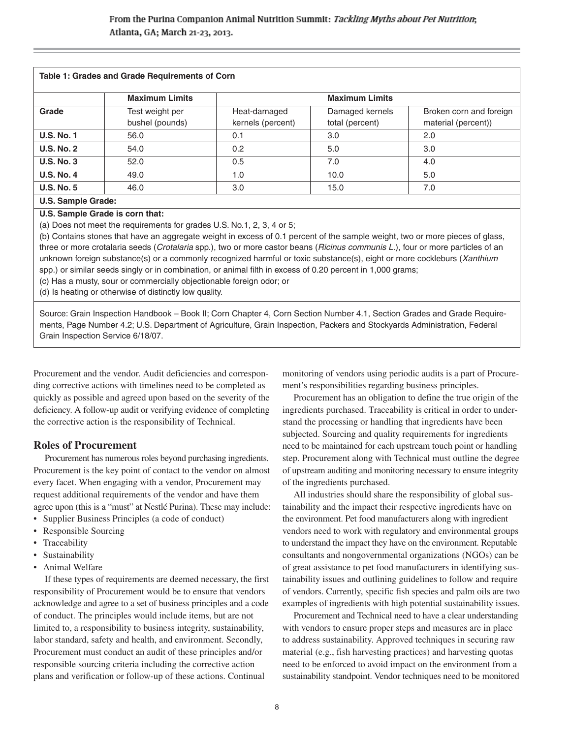**Table 1: Grades and Grade Requirements of Corn**

| | Maximum Limits | Maximum Limits | | |
|---|---|---|---|---|
| **Grade** | Test weight per bushel (pounds) | Heat-damaged kernels (percent) | Damaged kernels total (percent) | Broken corn and foreign material (percent)) |
| **U.S. No. 1** | 56.0 | 0.1 | 3.0 | 2.0 |
| **U.S. No. 2** | 54.0 | 0.2 | 5.0 | 3.0 |
| **U.S. No. 3** | 52.0 | 0.5 | 7.0 | 4.0 |
| **U.S. No. 4** | 49.0 | 1.0 | 10.0 | 5.0 |
| **U.S. No. 5** | 46.0 | 3.0 | 15.0 | 7.0 |

**U.S. Sample Grade:**

**U.S. Sample Grade is corn that:**

(a) Does not meet the requirements for grades U.S. No.1, 2, 3, 4 or 5;

(b) Contains stones that have an aggregate weight in excess of 0.1 percent of the sample weight, two or more pieces of glass, three or more crotalaria seeds (*Crotalaria* spp.), two or more castor beans (*Ricinus communis L.*), four or more particles of an unknown foreign substance(s) or a commonly recognized harmful or toxic substance(s), eight or more cockleburs (*Xanthium* spp.) or similar seeds singly or in combination, or animal filth in excess of 0.20 percent in 1,000 grams;

(c) Has a musty, sour or commercially objectionable foreign odor; or

(d) Is heating or otherwise of distinctly low quality.

Source: Grain Inspection Handbook – Book II; Corn Chapter 4, Corn Section Number 4.1, Section Grades and Grade Requirements, Page Number 4.2; U.S. Department of Agriculture, Grain Inspection, Packers and Stockyards Administration, Federal Grain Inspection Service 6/18/07.

Procurement and the vendor. Audit deficiencies and corresponding corrective actions with timelines need to be completed as quickly as possible and agreed upon based on the severity of the deficiency. A follow-up audit or verifying evidence of completing the corrective action is the responsibility of Technical.

## Roles of Procurement

Procurement has numerous roles beyond purchasing ingredients. Procurement is the key point of contact to the vendor on almost every facet. When engaging with a vendor, Procurement may request additional requirements of the vendor and have them agree upon (this is a "must" at Nestlé Purina). These may include:

- Supplier Business Principles (a code of conduct)
- Responsible Sourcing
- Traceability
- Sustainability
- Animal Welfare

If these types of requirements are deemed necessary, the first responsibility of Procurement would be to ensure that vendors acknowledge and agree to a set of business principles and a code of conduct. The principles would include items, but are not limited to, a responsibility to business integrity, sustainability, labor standard, safety and health, and environment. Secondly, Procurement must conduct an audit of these principles and/or responsible sourcing criteria including the corrective action plans and verification or follow-up of these actions. Continual monitoring of vendors using periodic audits is a part of Procurement's responsibilities regarding business principles.

Procurement has an obligation to define the true origin of the ingredients purchased. Traceability is critical in order to understand the processing or handling that ingredients have been subjected. Sourcing and quality requirements for ingredients need to be maintained for each upstream touch point or handling step. Procurement along with Technical must outline the degree of upstream auditing and monitoring necessary to ensure integrity of the ingredients purchased.

All industries should share the responsibility of global sustainability and the impact their respective ingredients have on the environment. Pet food manufacturers along with ingredient vendors need to work with regulatory and environmental groups to understand the impact they have on the environment. Reputable consultants and nongovernmental organizations (NGOs) can be of great assistance to pet food manufacturers in identifying sustainability issues and outlining guidelines to follow and require of vendors. Currently, specific fish species and palm oils are two examples of ingredients with high potential sustainability issues.

Procurement and Technical need to have a clear understanding with vendors to ensure proper steps and measures are in place to address sustainability. Approved techniques in securing raw material (e.g., fish harvesting practices) and harvesting quotas need to be enforced to avoid impact on the environment from a sustainability standpoint. Vendor techniques need to be monitored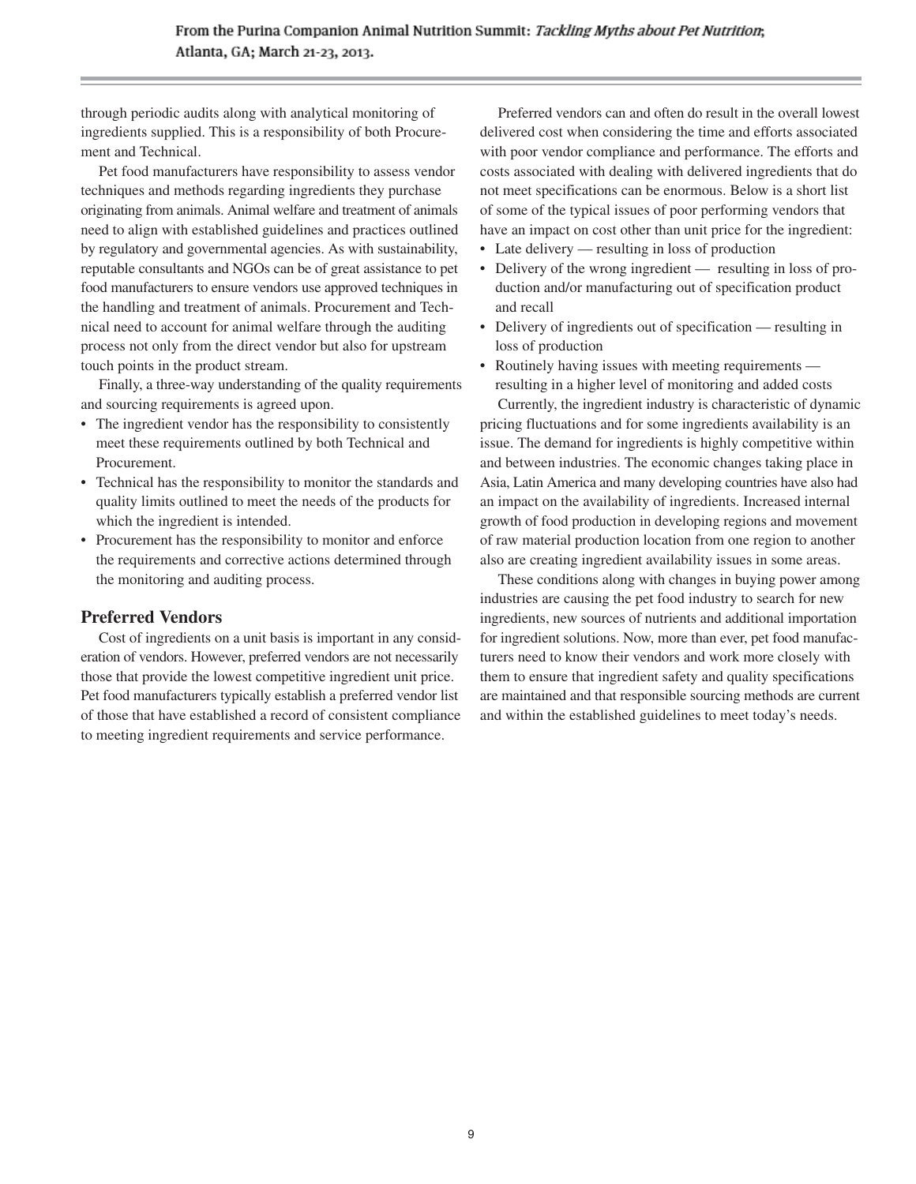through periodic audits along with analytical monitoring of ingredients supplied. This is a responsibility of both Procurement and Technical.

Pet food manufacturers have responsibility to assess vendor techniques and methods regarding ingredients they purchase originating from animals. Animal welfare and treatment of animals need to align with established guidelines and practices outlined by regulatory and governmental agencies. As with sustainability, reputable consultants and NGOs can be of great assistance to pet food manufacturers to ensure vendors use approved techniques in the handling and treatment of animals. Procurement and Technical need to account for animal welfare through the auditing process not only from the direct vendor but also for upstream touch points in the product stream.

Finally, a three-way understanding of the quality requirements and sourcing requirements is agreed upon.

- The ingredient vendor has the responsibility to consistently meet these requirements outlined by both Technical and Procurement.
- Technical has the responsibility to monitor the standards and quality limits outlined to meet the needs of the products for which the ingredient is intended.
- Procurement has the responsibility to monitor and enforce the requirements and corrective actions determined through the monitoring and auditing process.

## Preferred Vendors

Cost of ingredients on a unit basis is important in any consideration of vendors. However, preferred vendors are not necessarily those that provide the lowest competitive ingredient unit price. Pet food manufacturers typically establish a preferred vendor list of those that have established a record of consistent compliance to meeting ingredient requirements and service performance.

Preferred vendors can and often do result in the overall lowest delivered cost when considering the time and efforts associated with poor vendor compliance and performance. The efforts and costs associated with dealing with delivered ingredients that do not meet specifications can be enormous. Below is a short list of some of the typical issues of poor performing vendors that have an impact on cost other than unit price for the ingredient:

- Late delivery — resulting in loss of production
- Delivery of the wrong ingredient — resulting in loss of production and/or manufacturing out of specification product and recall
- Delivery of ingredients out of specification — resulting in loss of production
- Routinely having issues with meeting requirements — resulting in a higher level of monitoring and added costs

Currently, the ingredient industry is characteristic of dynamic pricing fluctuations and for some ingredients availability is an issue. The demand for ingredients is highly competitive within and between industries. The economic changes taking place in Asia, Latin America and many developing countries have also had an impact on the availability of ingredients. Increased internal growth of food production in developing regions and movement of raw material production location from one region to another also are creating ingredient availability issues in some areas.

These conditions along with changes in buying power among industries are causing the pet food industry to search for new ingredients, new sources of nutrients and additional importation for ingredient solutions. Now, more than ever, pet food manufacturers need to know their vendors and work more closely with them to ensure that ingredient safety and quality specifications are maintained and that responsible sourcing methods are current and within the established guidelines to meet today's needs.